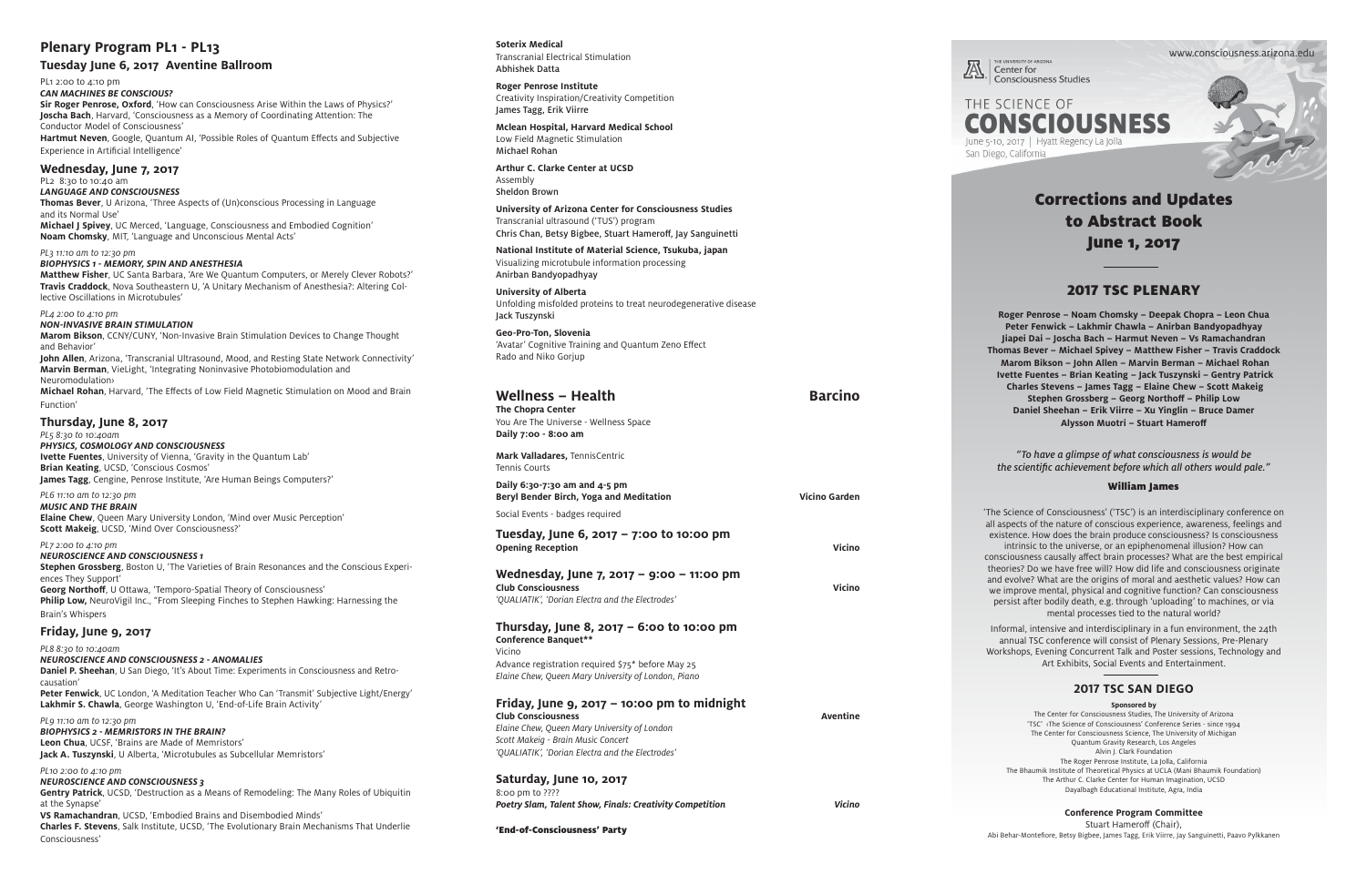## Plenary Program PL1 - PL13

### Tuesday June 6, 2017 Aventine Ballroom

PL1 2:00 to 4:10 pm
***CAN MACHINES BE CONSCIOUS?***
**Sir Roger Penrose, Oxford**, 'How can Consciousness Arise Within the Laws of Physics?'
**Joscha Bach**, Harvard, 'Consciousness as a Memory of Coordinating Attention: The Conductor Model of Consciousness'
**Hartmut Neven**, Google, Quantum AI, 'Possible Roles of Quantum Effects and Subjective Experience in Artificial Intelligence'

### Wednesday, June 7, 2017

PL2 8:30 to 10:40 am
***LANGUAGE AND CONSCIOUSNESS***
**Thomas Bever**, U Arizona, 'Three Aspects of (Un)conscious Processing in Language and its Normal Use'
**Michael J Spivey**, UC Merced, 'Language, Consciousness and Embodied Cognition'
**Noam Chomsky**, MIT, 'Language and Unconscious Mental Acts'

*PL3 11:10 am to 12:30 pm*
***BIOPHYSICS 1 - MEMORY, SPIN AND ANESTHESIA***
**Matthew Fisher**, UC Santa Barbara, 'Are We Quantum Computers, or Merely Clever Robots?'
**Travis Craddock**, Nova Southeastern U, 'A Unitary Mechanism of Anesthesia?: Altering Collective Oscillations in Microtubules'

*PL4 2:00 to 4:10 pm*
***NON-INVASIVE BRAIN STIMULATION***
**Marom Bikson**, CCNY/CUNY, 'Non-Invasive Brain Stimulation Devices to Change Thought and Behavior'
**John Allen**, Arizona, 'Transcranial Ultrasound, Mood, and Resting State Network Connectivity'
**Marvin Berman**, VieLight, 'Integrating Noninvasive Photobiomodulation and Neuromodulation›
**Michael Rohan**, Harvard, 'The Effects of Low Field Magnetic Stimulation on Mood and Brain Function'

### Thursday, June 8, 2017

*PL5 8:30 to 10:40am*
***PHYSICS, COSMOLOGY AND CONSCIOUSNESS***
**Ivette Fuentes**, University of Vienna, 'Gravity in the Quantum Lab'
**Brian Keating**, UCSD, 'Conscious Cosmos'
**James Tagg**, Cengine, Penrose Institute, 'Are Human Beings Computers?'

*PL6 11:10 am to 12:30 pm*
***MUSIC AND THE BRAIN***
**Elaine Chew**, Queen Mary University London, 'Mind over Music Perception'
**Scott Makeig**, UCSD, 'Mind Over Consciousness?'

*PL7 2:00 to 4:10 pm*
***NEUROSCIENCE AND CONSCIOUSNESS 1***
**Stephen Grossberg**, Boston U, 'The Varieties of Brain Resonances and the Conscious Experiences They Support'
**Georg Northoff**, U Ottawa, 'Temporo-Spatial Theory of Consciousness'
**Philip Low,** NeuroVigil Inc., "From Sleeping Finches to Stephen Hawking: Harnessing the Brain's Whispers

### Friday, June 9, 2017

*PL8 8:30 to 10:40am*
***NEUROSCIENCE AND CONSCIOUSNESS 2 - ANOMALIES***
**Daniel P. Sheehan**, U San Diego, 'It's About Time: Experiments in Consciousness and Retrocausation'
**Peter Fenwick**, UC London, 'A Meditation Teacher Who Can 'Transmit' Subjective Light/Energy'
**Lakhmir S. Chawla**, George Washington U, 'End-of-Life Brain Activity'

*PL9 11:10 am to 12:30 pm*
***BIOPHYSICS 2 - MEMRISTORS IN THE BRAIN?***
**Leon Chua**, UCSF, 'Brains are Made of Memristors'
**Jack A. Tuszynski**, U Alberta, 'Microtubules as Subcellular Memristors'

*PL10 2:00 to 4:10 pm*
***NEUROSCIENCE AND CONSCIOUSNESS 3***
**Gentry Patrick**, UCSD, 'Destruction as a Means of Remodeling: The Many Roles of Ubiquitin at the Synapse'
**VS Ramachandran**, UCSD, 'Embodied Brains and Disembodied Minds'
**Charles F. Stevens**, Salk Institute, UCSD, 'The Evolutionary Brain Mechanisms That Underlie Consciousness'

**Soterix Medical**
Transcranial Electrical Stimulation
Abhishek Datta

**Roger Penrose Institute**
Creativity Inspiration/Creativity Competition
James Tagg, Erik Viirre

**Mclean Hospital, Harvard Medical School**
Low Field Magnetic Stimulation
Michael Rohan

**Arthur C. Clarke Center at UCSD**
Assembly
Sheldon Brown

**University of Arizona Center for Consciousness Studies**
Transcranial ultrasound ('TUS') program
Chris Chan, Betsy Bigbee, Stuart Hameroff, Jay Sanguinetti

**National Institute of Material Science, Tsukuba, japan**
Visualizing microtubule information processing
Anirban Bandyopadhyay

**University of Alberta**
Unfolding misfolded proteins to treat neurodegenerative disease
Jack Tuszynski

**Geo-Pro-Ton, Slovenia**
'Avatar' Cognitive Training and Quantum Zeno Effect
Rado and Niko Gorjup

## Wellness – Health — Barcino

**The Chopra Center**
You Are The Universe - Wellness Space
**Daily 7:00 - 8:00 am**

**Mark Valladares,** TennisCentric
Tennis Courts

**Daily 6:30-7:30 am and 4-5 pm**
**Beryl Bender Birch, Yoga and Meditation — Vicino Garden**

Social Events - badges required

### Tuesday, June 6, 2017 – 7:00 to 10:00 pm

**Opening Reception — Vicino**

### Wednesday, June 7, 2017 – 9:00 – 11:00 pm

**Club Consciousness — Vicino**
*'QUALIATIK', 'Dorian Electra and the Electrodes'*

### Thursday, June 8, 2017 – 6:00 to 10:00 pm

**Conference Banquet\*\***
Vicino
Advance registration required $75* before May 25
*Elaine Chew, Queen Mary University of London, Piano*

### Friday, June 9, 2017 – 10:00 pm to midnight

**Club Consciousness — Aventine**
*Elaine Chew, Queen Mary University of London*
*Scott Makeig - Brain Music Concert*
*'QUALIATIK', 'Dorian Electra and the Electrodes'*

### Saturday, June 10, 2017

8:00 pm to ????
***Poetry Slam, Talent Show, Finals: Creativity Competition — Vicino***

**'End-of-Consciousness' Party**

www.consciousness.arizona.edu

The University of Arizona
Center for Consciousness Studies

THE SCIENCE OF
# CONSCIOUSNESS
June 5-10, 2017 | Hyatt Regency La Jolla
San Diego, California

# Corrections and Updates to Abstract Book June 1, 2017

## 2017 TSC PLENARY

**Roger Penrose – Noam Chomsky – Deepak Chopra – Leon Chua**
**Peter Fenwick – Lakhmir Chawla – Anirban Bandyopadhyay**
**Jiapei Dai – Joscha Bach – Harmut Neven – Vs Ramachandran**
**Thomas Bever – Michael Spivey – Matthew Fisher – Travis Craddock**
**Marom Bikson – John Allen – Marvin Berman – Michael Rohan**
**Ivette Fuentes – Brian Keating – Jack Tuszynski – Gentry Patrick**
**Charles Stevens – James Tagg – Elaine Chew – Scott Makeig**
**Stephen Grossberg – Georg Northoff – Philip Low**
**Daniel Sheehan – Erik Viirre – Xu Yinglin – Bruce Damer**
**Alysson Muotri – Stuart Hameroff**

*"To have a glimpse of what consciousness is would be the scientific achievement before which all others would pale."*

**William James**

'The Science of Consciousness' ('TSC') is an interdisciplinary conference on all aspects of the nature of conscious experience, awareness, feelings and existence. How does the brain produce consciousness? Is consciousness intrinsic to the universe, or an epiphenomenal illusion? How can consciousness causally affect brain processes? What are the best empirical theories? Do we have free will? How did life and consciousness originate and evolve? What are the origins of moral and aesthetic values? How can we improve mental, physical and cognitive function? Can consciousness persist after bodily death, e.g. through 'uploading' to machines, or via mental processes tied to the natural world?

Informal, intensive and interdisciplinary in a fun environment, the 24th annual TSC conference will consist of Plenary Sessions, Pre-Plenary Workshops, Evening Concurrent Talk and Poster sessions, Technology and Art Exhibits, Social Events and Entertainment.

## 2017 TSC SAN DIEGO

**Sponsored by**

The Center for Consciousness Studies, The University of Arizona
'TSC' ‹The Science of Consciousness' Conference Series - since 1994
The Center for Consciousness Science, The University of Michigan
Quantum Gravity Research, Los Angeles
Alvin J. Clark Foundation
The Roger Penrose Institute, La Jolla, California
The Bhaumik Institute of Theoretical Physics at UCLA (Mani Bhaumik Foundation)
The Arthur C. Clarke Center for Human Imagination, UCSD
Dayalbagh Educational Institute, Agra, India

**Conference Program Committee**

Stuart Hameroff (Chair),
Abi Behar-Montefiore, Betsy Bigbee, James Tagg, Erik Viirre, Jay Sanguinetti, Paavo Pylkkanen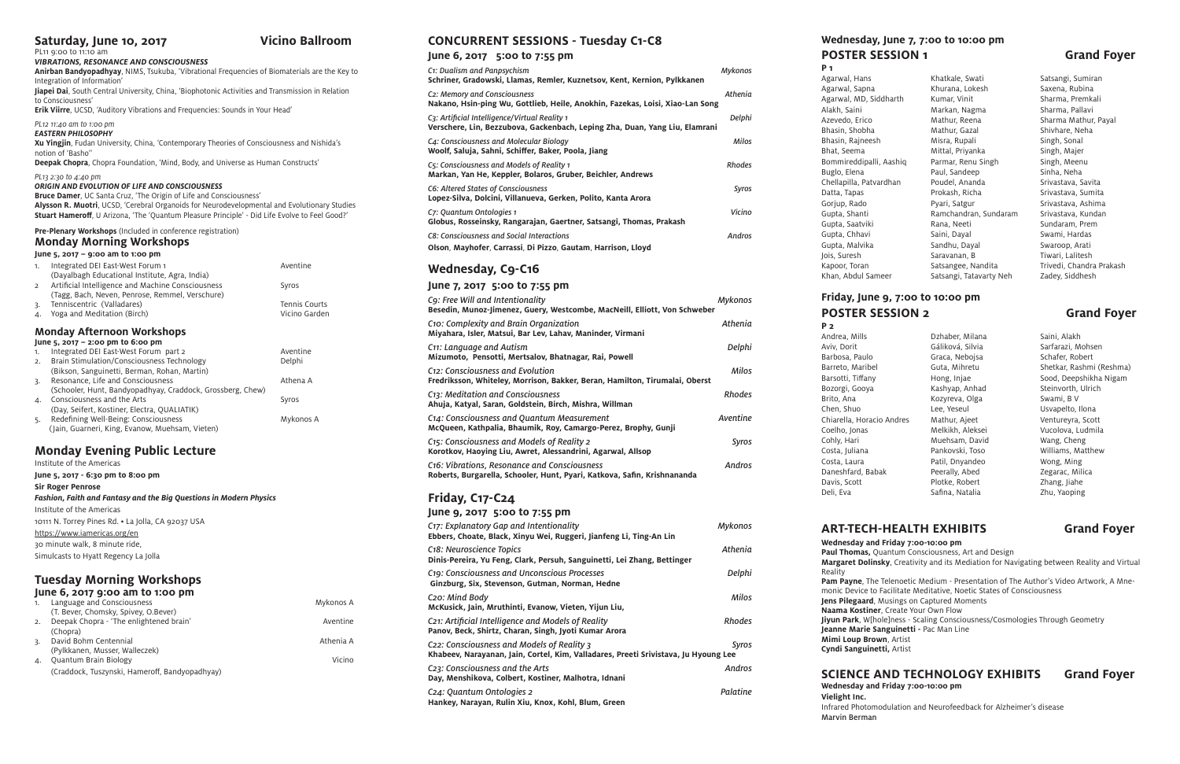## Saturday, June 10, 2017 Vicino Ballroom

PL11 9:00 to 11:10 am

***VIBRATIONS, RESONANCE AND CONSCIOUSNESS***

**Anirban Bandyopadhyay**, NIMS, Tsukuba, 'Vibrational Frequencies of Biomaterials are the Key to Integration of Information'

**Jiapei Dai**, South Central University, China, 'Biophotonic Activities and Transmission in Relation to Consciousness'

**Erik Viirre**, UCSD, 'Auditory Vibrations and Frequencies: Sounds in Your Head'

*PL12 11:40 am to 1:00 pm*

***EASTERN PHILOSOPHY***

**Xu Yingjin**, Fudan University, China, 'Contemporary Theories of Consciousness and Nishida's notion of 'Basho''

**Deepak Chopra**, Chopra Foundation, 'Mind, Body, and Universe as Human Constructs'

*PL13 2:30 to 4:40 pm*

***ORIGIN AND EVOLUTION OF LIFE AND CONSCIOUSNESS***

**Bruce Damer**, UC Santa Cruz, 'The Origin of Life and Consciousness'

**Alysson R. Muotri**, UCSD, 'Cerebral Organoids for Neurodevelopmental and Evolutionary Studies

**Stuart Hameroff**, U Arizona, 'The 'Quantum Pleasure Principle' - Did Life Evolve to Feel Good?'

**Pre-Plenary Workshops** (Included in conference registration)

## Monday Morning Workshops

**June 5, 2017 – 9:00 am to 1:00 pm**

1. Integrated DEI East-West Forum 1 — Aventine
   (Dayalbagh Educational Institute, Agra, India)
2. Artificial Intelligence and Machine Consciousness — Syros
   (Tagg, Bach, Neven, Penrose, Remmel, Verschure)
3. Tenniscentric (Valladares) — Tennis Courts
4. Yoga and Meditation (Birch) — Vicino Garden

### Monday Afternoon Workshops

**June 5, 2017 – 2:00 pm to 6:00 pm**

1. Integrated DEI East-West Forum part 2 — Aventine
2. Brain Stimulation/Consciousness Technology — Delphi
   (Bikson, Sanguinetti, Berman, Rohan, Martin)
3. Resonance, Life and Consciousness — Athena A
   (Schooler, Hunt, Bandyopadhyay, Craddock, Grossberg, Chew)
4. Consciousness and the Arts — Syros
   (Day, Seifert, Kostiner, Electra, QUALIATIK)
5. Redefining Well-Being: Consciousness — Mykonos A
   (Jain, Guarneri, King, Evanow, Muehsam, Vieten)

## Monday Evening Public Lecture

Institute of the Americas

**June 5, 2017 - 6:30 pm to 8:00 pm**

**Sir Roger Penrose**

***Fashion, Faith and Fantasy and the Big Questions in Modern Physics***

Institute of the Americas

10111 N. Torrey Pines Rd. • La Jolla, CA 92037 USA

https://www.iamericas.org/en

30 minute walk, 8 minute ride,

Simulcasts to Hyatt Regency La Jolla

## Tuesday Morning Workshops

**June 6, 2017 9:00 am to 1:00 pm**

1. Language and Consciousness — Mykonos A
   (T. Bever, Chomsky, Spivey, O.Bever)
2. Deepak Chopra - 'The enlightened brain' — Aventine
   (Chopra)
3. David Bohm Centennial — Athenia A
   (Pylkkanen, Musser, Walleczek)
4. Quantum Brain Biology — Vicino
   (Craddock, Tuszynski, Hameroff, Bandyopadhyay)

## CONCURRENT SESSIONS - Tuesday C1-C8

### June 6, 2017 5:00 to 7:55 pm

*C1: Dualism and Panpsychism* — *Mykonos*
**Schriner, Gradowski, Llamas, Remler, Kuznetsov, Kent, Kernion, Pylkkanen**

*C2: Memory and Consciousness* — *Athenia*
**Nakano, Hsin-ping Wu, Gottlieb, Heile, Anokhin, Fazekas, Loisi, Xiao-Lan Song**

*C3: Artificial Intelligence/Virtual Reality 1* — *Delphi*
**Verschere, Lin, Bezzubova, Gackenbach, Leping Zha, Duan, Yang Liu, Elamrani**

*C4: Consciousness and Molecular Biology* — *Milos*
**Woolf, Saluja, Sahni, Schiffer, Baker, Poola, Jiang**

*C5: Consciousness and Models of Reality 1* — *Rhodes*
**Markan, Yan He, Keppler, Bolaros, Gruber, Beichler, Andrews**

*C6: Altered States of Consciousness* — *Syros*
**Lopez-Silva, Dolcini, Villanueva, Gerken, Polito, Kanta Arora**

*C7: Quantum Ontologies 1* — *Vicino*
**Globus, Rosseinsky, Rangarajan, Gaertner, Satsangi, Thomas, Prakash**

*C8: Consciousness and Social Interactions* — *Andros*
**Olson**, **Mayhofer**, **Carrassi**, **Di Pizzo**, **Gautam**, **Harrison, Lloyd**

## Wednesday, C9-C16

### June 7, 2017 5:00 to 7:55 pm

*C9: Free Will and Intentionality* — *Mykonos*
**Besedin, Munoz-Jimenez, Guery, Westcombe, MacNeill, Elliott, Von Schweber**

*C10: Complexity and Brain Organization* — *Athenia*
**Miyahara, Isler, Matsui, Bar Lev, Lahav, Maninder, Virmani**

*C11: Language and Autism* — *Delphi*
**Mizumoto, Pensotti, Mertsalov, Bhatnagar, Rai, Powell**

*C12: Consciousness and Evolution* — *Milos*
**Fredriksson, Whiteley, Morrison, Bakker, Beran, Hamilton, Tirumalai, Oberst**

*C13: Meditation and Consciousness* — *Rhodes*
**Ahuja, Katyal, Saran, Goldstein, Birch, Mishra, Willman**

*C14: Consciousness and Quantum Measurement* — *Aventine*
**McQueen, Kathpalia, Bhaumik, Roy, Camargo-Perez, Brophy, Gunji**

*C15: Consciousness and Models of Reality 2* — *Syros*
**Korotkov, Haoying Liu, Awret, Alessandrini, Agarwal, Allsop**

*C16: Vibrations, Resonance and Consciousness* — *Andros*
**Roberts, Burgarella, Schooler, Hunt, Pyari, Katkova, Safin, Krishnananda**

## Friday, C17-C24

### June 9, 2017 5:00 to 7:55 pm

*C17: Explanatory Gap and Intentionality* — *Mykonos*
**Ebbers, Choate, Black, Xinyu Wei, Ruggeri, Jianfeng Li, Ting-An Lin**

*C18: Neuroscience Topics* — *Athenia*
**Dinis-Pereira, Yu Feng, Clark, Persuh, Sanguinetti, Lei Zhang, Bettinger**

*C19: Consciousness and Unconscious Processes* — *Delphi*
**Ginzburg, Six, Stevenson, Gutman, Norman, Hedne**

*C20: Mind Body* — *Milos*
**McKusick, Jain, Mruthinti, Evanow, Vieten, Yijun Liu,**

*C21: Artificial Intelligence and Models of Reality* — *Rhodes*
**Panov, Beck, Shirtz, Charan, Singh, Jyoti Kumar Arora**

*C22: Consciousness and Models of Reality 3* — *Syros*
**Khabeev, Narayanan, Jain, Cortel, Kim, Valladares, Preeti Srivistava, Ju Hyoung Lee**

*C23: Consciousness and the Arts* — *Andros*
**Day, Menshikova, Colbert, Kostiner, Malhotra, Idnani**

*C24: Quantum Ontologies 2* — *Palatine*
**Hankey, Narayan, Rulin Xiu, Knox, Kohl, Blum, Green**

## Wednesday, June 7, 7:00 to 10:00 pm

## POSTER SESSION 1 Grand Foyer

**P 1**

| | | |
|---|---|---|
| Agarwal, Hans | Khatkale, Swati | Satsangi, Sumiran |
| Agarwal, Sapna | Khurana, Lokesh | Saxena, Rubina |
| Agarwal, MD, Siddharth | Kumar, Vinit | Sharma, Premkali |
| Alakh, Saini | Markan, Nagma | Sharma, Pallavi |
| Azevedo, Erico | Mathur, Reena | Sharma Mathur, Payal |
| Bhasin, Shobha | Mathur, Gazal | Shivhare, Neha |
| Bhasin, Rajneesh | Misra, Rupali | Singh, Sonal |
| Bhat, Seema | Mittal, Priyanka | Singh, Majer |
| Bommireddipalli, Aashiq | Parmar, Renu Singh | Singh, Meenu |
| Buglo, Elena | Paul, Sandeep | Sinha, Neha |
| Chellapilla, Patvardhan | Poudel, Ananda | Srivastava, Savita |
| Datta, Tapas | Prokash, Richa | Srivastava, Sumita |
| Gorjup, Rado | Pyari, Satgur | Srivastava, Ashima |
| Gupta, Shanti | Ramchandran, Sundaram | Srivastava, Kundan |
| Gupta, Saatviki | Rana, Neeti | Sundaram, Prem |
| Gupta, Chhavi | Saini, Dayal | Swami, Hardas |
| Gupta, Malvika | Sandhu, Dayal | Swaroop, Arati |
| Jois, Suresh | Saravanan, B | Tiwari, Lalitesh |
| Kapoor, Toran | Satsangee, Nandita | Trivedi, Chandra Prakash |
| Khan, Abdul Sameer | Satsangi, Tatavarty Neh | Zadey, Siddhesh |

## Friday, June 9, 7:00 to 10:00 pm

## POSTER SESSION 2 Grand Foyer

**P 2**

| | | |
|---|---|---|
| Andrea, Mills | Dzhaber, Milana | Saini, Alakh |
| Aviv, Dorit | Gáliková, Silvia | Sarfarazi, Mohsen |
| Barbosa, Paulo | Graca, Nebojsa | Schafer, Robert |
| Barreto, Maribel | Guta, Mihretu | Shetkar, Rashmi (Reshma) |
| Barsotti, Tiffany | Hong, Injae | Sood, Deepshikha Nigam |
| Bozorgi, Gooya | Kashyap, Anhad | Steinvorth, Ulrich |
| Brito, Ana | Kozyreva, Olga | Swami, B V |
| Chen, Shuo | Lee, Yeseul | Usvapelto, Ilona |
| Chiarella, Horacio Andres | Mathur, Ajeet | Ventureyra, Scott |
| Coelho, Jonas | Melkikh, Aleksei | Vucolova, Ludmila |
| Cohly, Hari | Muehsam, David | Wang, Cheng |
| Costa, Juliana | Pankovski, Toso | Williams, Matthew |
| Costa, Laura | Patil, Dnyandeo | Wong, Ming |
| Daneshfard, Babak | Peerally, Abed | Zegarac, Milica |
| Davis, Scott | Plotke, Robert | Zhang, Jiahe |
| Deli, Eva | Safina, Natalia | Zhu, Yaoping |

## ART-TECH-HEALTH EXHIBITS Grand Foyer

**Wednesday and Friday 7:00-10:00 pm**

**Paul Thomas,** Quantum Consciousness, Art and Design

**Margaret Dolinsky**, Creativity and its Mediation for Navigating between Reality and Virtual Reality

**Pam Payne**, The Telenoetic Medium - Presentation of The Author's Video Artwork, A Mnemonic Device to Facilitate Meditative, Noetic States of Consciousness

**Jens Pilegaard**, Musings on Captured Moments

**Naama Kostiner**, Create Your Own Flow

**Jiyun Park**, W[hole]ness - Scaling Consciousness/Cosmologies Through Geometry

**Jeanne Marie Sanguinetti -** Pac Man Line

**Mimi Loup Brown**, Artist

**Cyndi Sanguinetti,** Artist

## SCIENCE AND TECHNOLOGY EXHIBITS Grand Foyer

**Wednesday and Friday 7:00-10:00 pm**

**Vielight Inc.**

Infrared Photomodulation and Neurofeedback for Alzheimer's disease

Marvin Berman